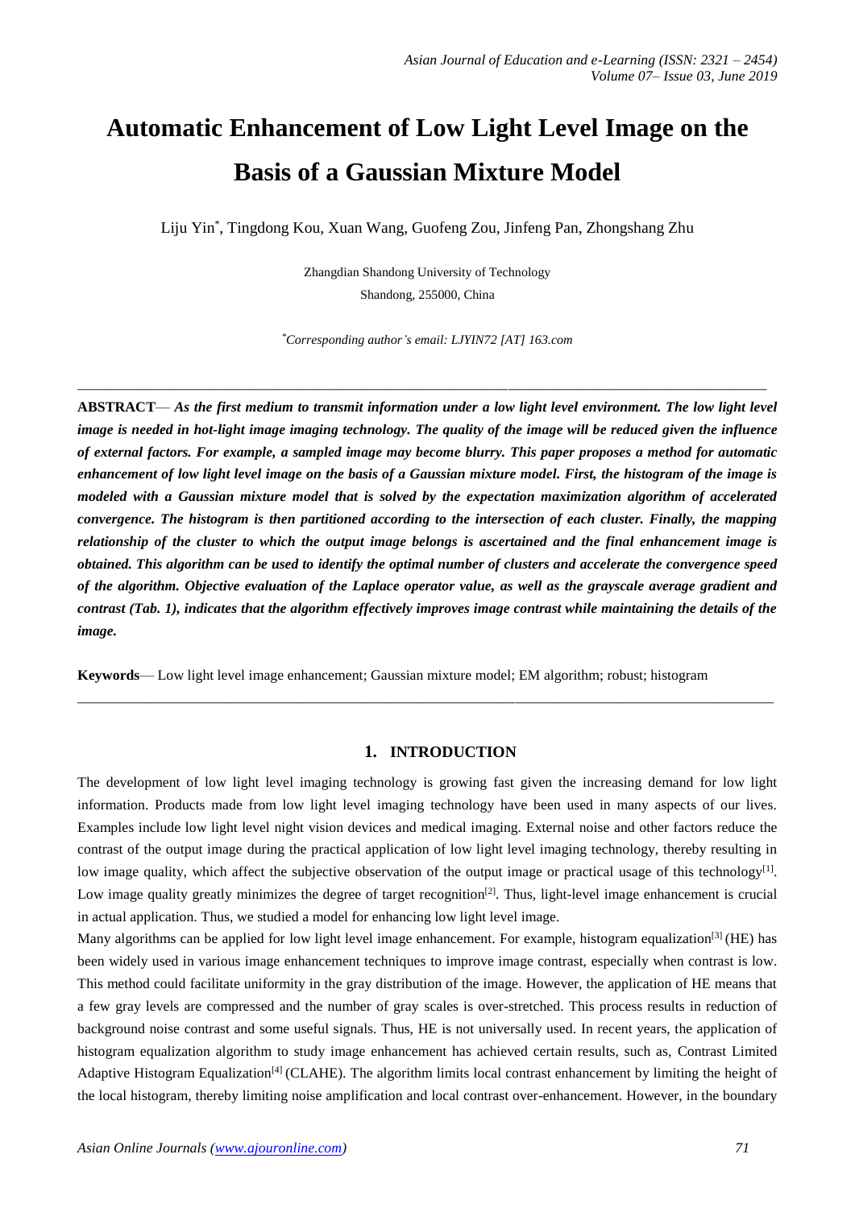# Automatic Enhancement of Low Light Level Image on the Basis of a Gaussian Mixture Model

Liju Yin*, Tingdong Kou, Xuan Wang, Guofeng Zou, Jinfeng Pan, Zhongshang Zhu

Zhangdian Shandong University of Technology
Shandong, 255000, China

*Corresponding author's email: LJYIN72 [AT] 163.com

---

**ABSTRACT**— ***As the first medium to transmit information under a low light level environment. The low light level image is needed in hot-light image imaging technology. The quality of the image will be reduced given the influence of external factors. For example, a sampled image may become blurry. This paper proposes a method for automatic enhancement of low light level image on the basis of a Gaussian mixture model. First, the histogram of the image is modeled with a Gaussian mixture model that is solved by the expectation maximization algorithm of accelerated convergence. The histogram is then partitioned according to the intersection of each cluster. Finally, the mapping relationship of the cluster to which the output image belongs is ascertained and the final enhancement image is obtained. This algorithm can be used to identify the optimal number of clusters and accelerate the convergence speed of the algorithm. Objective evaluation of the Laplace operator value, as well as the grayscale average gradient and contrast (Tab. 1), indicates that the algorithm effectively improves image contrast while maintaining the details of the image.***

**Keywords**— Low light level image enhancement; Gaussian mixture model; EM algorithm; robust; histogram

---

## 1. INTRODUCTION

The development of low light level imaging technology is growing fast given the increasing demand for low light information. Products made from low light level imaging technology have been used in many aspects of our lives. Examples include low light level night vision devices and medical imaging. External noise and other factors reduce the contrast of the output image during the practical application of low light level imaging technology, thereby resulting in low image quality, which affect the subjective observation of the output image or practical usage of this technology[1]. Low image quality greatly minimizes the degree of target recognition[2]. Thus, light-level image enhancement is crucial in actual application. Thus, we studied a model for enhancing low light level image.

Many algorithms can be applied for low light level image enhancement. For example, histogram equalization[3] (HE) has been widely used in various image enhancement techniques to improve image contrast, especially when contrast is low. This method could facilitate uniformity in the gray distribution of the image. However, the application of HE means that a few gray levels are compressed and the number of gray scales is over-stretched. This process results in reduction of background noise contrast and some useful signals. Thus, HE is not universally used. In recent years, the application of histogram equalization algorithm to study image enhancement has achieved certain results, such as, Contrast Limited Adaptive Histogram Equalization[4] (CLAHE). The algorithm limits local contrast enhancement by limiting the height of the local histogram, thereby limiting noise amplification and local contrast over-enhancement. However, in the boundary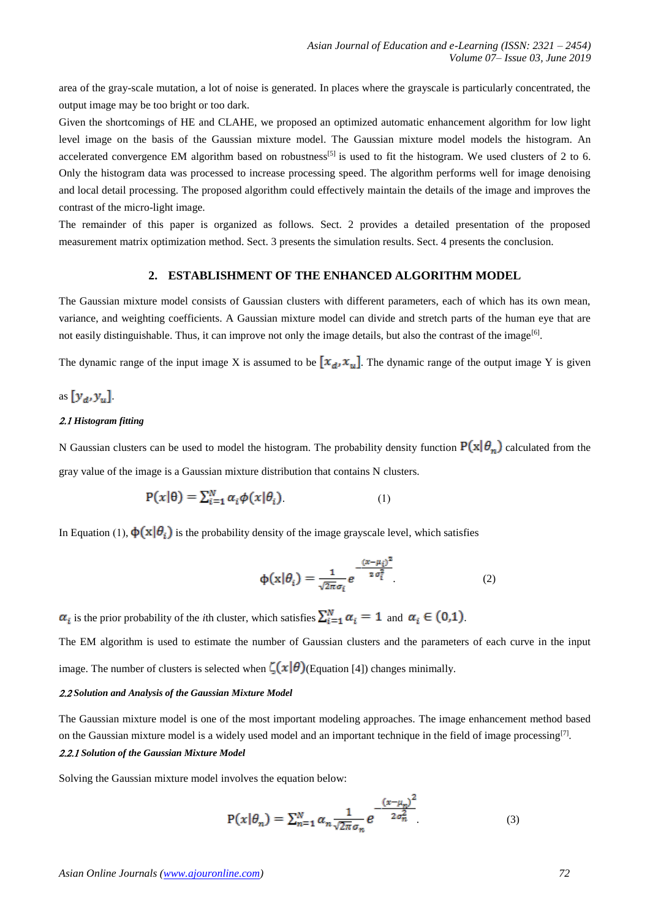area of the gray-scale mutation, a lot of noise is generated. In places where the grayscale is particularly concentrated, the output image may be too bright or too dark.

Given the shortcomings of HE and CLAHE, we proposed an optimized automatic enhancement algorithm for low light level image on the basis of the Gaussian mixture model. The Gaussian mixture model models the histogram. An accelerated convergence EM algorithm based on robustness[5] is used to fit the histogram. We used clusters of 2 to 6. Only the histogram data was processed to increase processing speed. The algorithm performs well for image denoising and local detail processing. The proposed algorithm could effectively maintain the details of the image and improves the contrast of the micro-light image.

The remainder of this paper is organized as follows. Sect. 2 provides a detailed presentation of the proposed measurement matrix optimization method. Sect. 3 presents the simulation results. Sect. 4 presents the conclusion.

## 2. ESTABLISHMENT OF THE ENHANCED ALGORITHM MODEL

The Gaussian mixture model consists of Gaussian clusters with different parameters, each of which has its own mean, variance, and weighting coefficients. A Gaussian mixture model can divide and stretch parts of the human eye that are not easily distinguishable. Thus, it can improve not only the image details, but also the contrast of the image[6].

The dynamic range of the input image X is assumed to be $[x_d, x_u]$. The dynamic range of the output image Y is given as $[y_d, y_u]$.

### *2.1 Histogram fitting*

N Gaussian clusters can be used to model the histogram. The probability density function $\mathrm{P}(\mathrm{x}|\theta_n)$ calculated from the gray value of the image is a Gaussian mixture distribution that contains N clusters.

$$\mathrm{P}(x|\theta) = \sum_{i=1}^{N} \alpha_i \phi(x|\theta_i). \tag{1}$$

In Equation (1), $\phi(\mathrm{x}|\theta_i)$ is the probability density of the image grayscale level, which satisfies

$$\phi(\mathrm{x}|\theta_i) = \frac{1}{\sqrt{2\pi}\sigma_i} e^{-\frac{(x-\mu_i)^2}{2\sigma_i^2}}. \tag{2}$$

$\alpha_i$ is the prior probability of the *i*th cluster, which satisfies $\sum_{i=1}^{N} \alpha_i = 1$ and $\alpha_i \in (0,1)$.

The EM algorithm is used to estimate the number of Gaussian clusters and the parameters of each curve in the input image. The number of clusters is selected when $\zeta(x|\theta)$(Equation [4]) changes minimally.

### *2.2 Solution and Analysis of the Gaussian Mixture Model*

The Gaussian mixture model is one of the most important modeling approaches. The image enhancement method based on the Gaussian mixture model is a widely used model and an important technique in the field of image processing[7].

#### *2.2.1 Solution of the Gaussian Mixture Model*

Solving the Gaussian mixture model involves the equation below:

$$\mathrm{P}(x|\theta_n) = \sum_{n=1}^{N} \alpha_n \frac{1}{\sqrt{2\pi}\sigma_n} e^{-\frac{(x-\mu_n)^2}{2\sigma_n^2}}. \tag{3}$$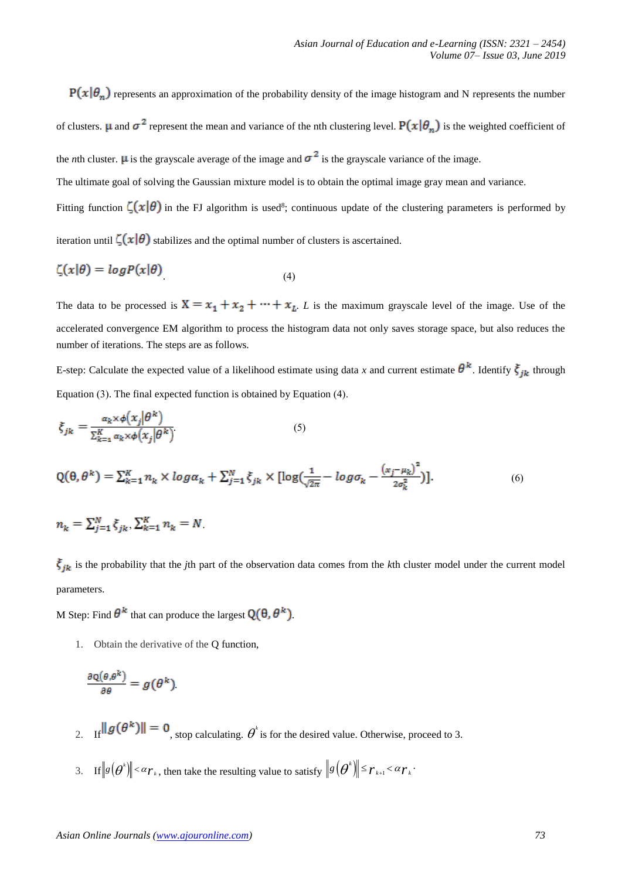$P(x|\theta_n)$ represents an approximation of the probability density of the image histogram and N represents the number of clusters. $\mu$ and $\sigma^2$ represent the mean and variance of the nth clustering level. $P(x|\theta_n)$ is the weighted coefficient of the *n*th cluster. $\mu$ is the grayscale average of the image and $\sigma^2$ is the grayscale variance of the image.

The ultimate goal of solving the Gaussian mixture model is to obtain the optimal image gray mean and variance.

Fitting function $\zeta(x|\theta)$ in the FJ algorithm is used[8]; continuous update of the clustering parameters is performed by iteration until $\zeta(x|\theta)$ stabilizes and the optimal number of clusters is ascertained.

$$\zeta(x|\theta) = logP(x|\theta) \tag{4}$$

The data to be processed is $X = x_1 + x_2 + \cdots + x_L$. *L* is the maximum grayscale level of the image. Use of the accelerated convergence EM algorithm to process the histogram data not only saves storage space, but also reduces the number of iterations. The steps are as follows.

E-step: Calculate the expected value of a likelihood estimate using data *x* and current estimate $\theta^k$. Identify $\xi_{jk}$ through Equation (3). The final expected function is obtained by Equation (4).

$$\xi_{jk} = \frac{\alpha_k \times \phi(x_j|\theta^k)}{\sum_{k=1}^{K} \alpha_k \times \phi(x_j|\theta^k)} \tag{5}$$

$$Q(\theta, \theta^k) = \sum_{k=1}^{K} n_k \times log\alpha_k + \sum_{j=1}^{N} \xi_{jk} \times [\log(\frac{1}{\sqrt{2\pi}} - log\sigma_k - \frac{(x_j - \mu_k)^2}{2\sigma_k^2})]. \tag{6}$$

$$n_k = \sum_{j=1}^{N} \xi_{jk}, \sum_{k=1}^{K} n_k = N.$$

$\xi_{jk}$ is the probability that the *j*th part of the observation data comes from the *k*th cluster model under the current model parameters.

M Step: Find $\theta^k$ that can produce the largest $Q(\theta, \theta^k)$.

1. Obtain the derivative of the Q function,

$$\frac{\partial Q(\theta,\theta^k)}{\partial \theta} = g(\theta^k).$$

2. If $\|g(\theta^k)\| = 0$, stop calculating. $\theta^k$ is for the desired value. Otherwise, proceed to 3.

3. If $\|g(\theta^k)\| < \alpha r_k$, then take the resulting value to satisfy $\|g(\theta^k)\| \le r_{k+1} < \alpha r_k$.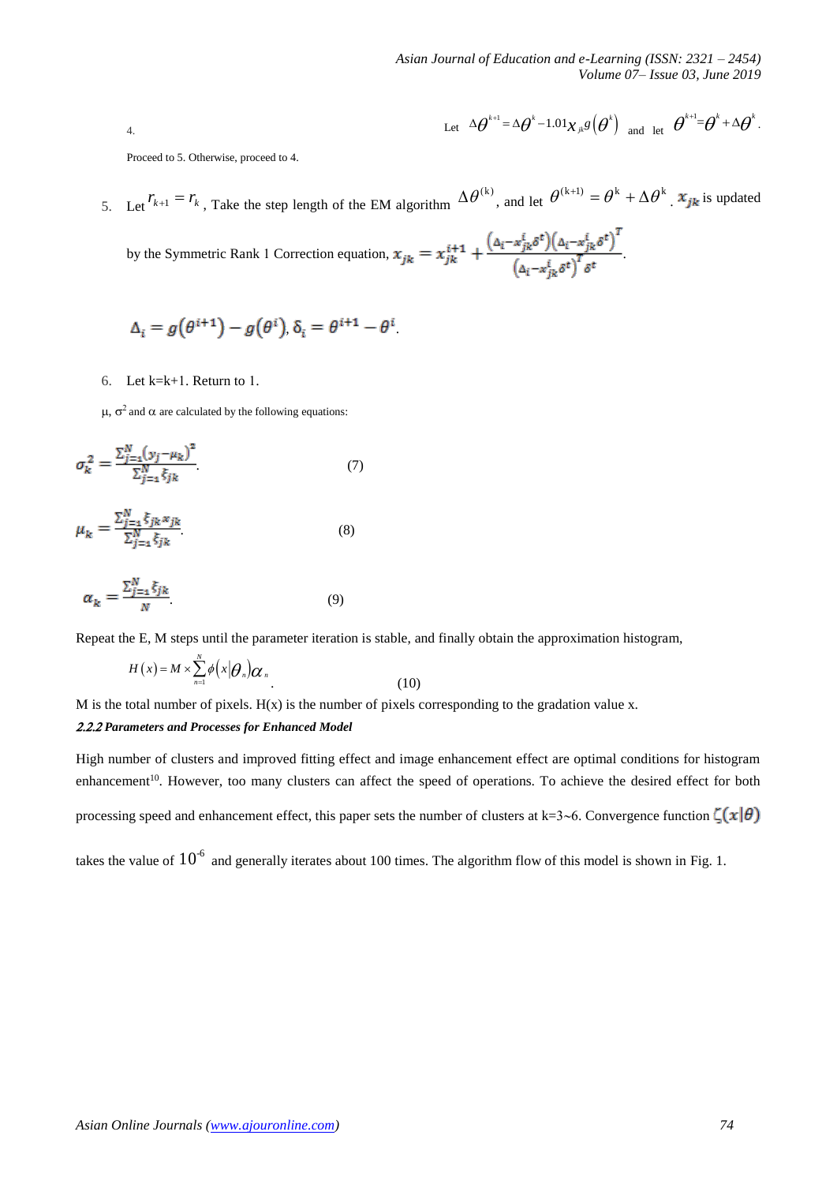4. Let $\Delta\theta^{k+1} = \Delta\theta^{k} - 1.01 x_{jk} g(\theta^{k})$ and let $\theta^{k+1} = \theta^{k} + \Delta\theta^{k}$.

Proceed to 5. Otherwise, proceed to 4.

5. Let $r_{k+1} = r_k$, Take the step length of the EM algorithm $\Delta\theta^{(k)}$, and let $\theta^{(k+1)} = \theta^{k} + \Delta\theta^{k}$. $x_{jk}$ is updated by the Symmetric Rank 1 Correction equation, $x_{jk} = x_{jk}^{i+1} + \frac{(\Delta_i - x_{jk}^{i}\delta^{t})(\Delta_i - x_{jk}^{i}\delta^{t})^{T}}{(\Delta_i - x_{jk}^{i}\delta^{t})^{T}\delta^{t}}$.

$$\Delta_i = g(\theta^{i+1}) - g(\theta^{i}),\ \delta_i = \theta^{i+1} - \theta^{i}.$$

6. Let k=k+1. Return to 1.

$\mu$, $\sigma^2$ and $\alpha$ are calculated by the following equations:

$$\sigma_k^2 = \frac{\sum_{j=1}^{N}(y_j - \mu_k)^2}{\sum_{j=1}^{N}\xi_{jk}}. \qquad (7)$$

$$\mu_k = \frac{\sum_{j=1}^{N}\xi_{jk}x_{jk}}{\sum_{j=1}^{N}\xi_{jk}}. \qquad (8)$$

$$\alpha_k = \frac{\sum_{j=1}^{N}\xi_{jk}}{N}. \qquad (9)$$

Repeat the E, M steps until the parameter iteration is stable, and finally obtain the approximation histogram,

$$H(x) = M \times \sum_{n=1}^{N}\phi(x|\theta_n)\alpha_n. \qquad (10)$$

M is the total number of pixels. H(x) is the number of pixels corresponding to the gradation value x.

#### *2.2.2 Parameters and Processes for Enhanced Model*

High number of clusters and improved fitting effect and image enhancement effect are optimal conditions for histogram enhancement[10]. However, too many clusters can affect the speed of operations. To achieve the desired effect for both processing speed and enhancement effect, this paper sets the number of clusters at k=3~6. Convergence function $\zeta(x|\theta)$ takes the value of $10^{-6}$ and generally iterates about 100 times. The algorithm flow of this model is shown in Fig. 1.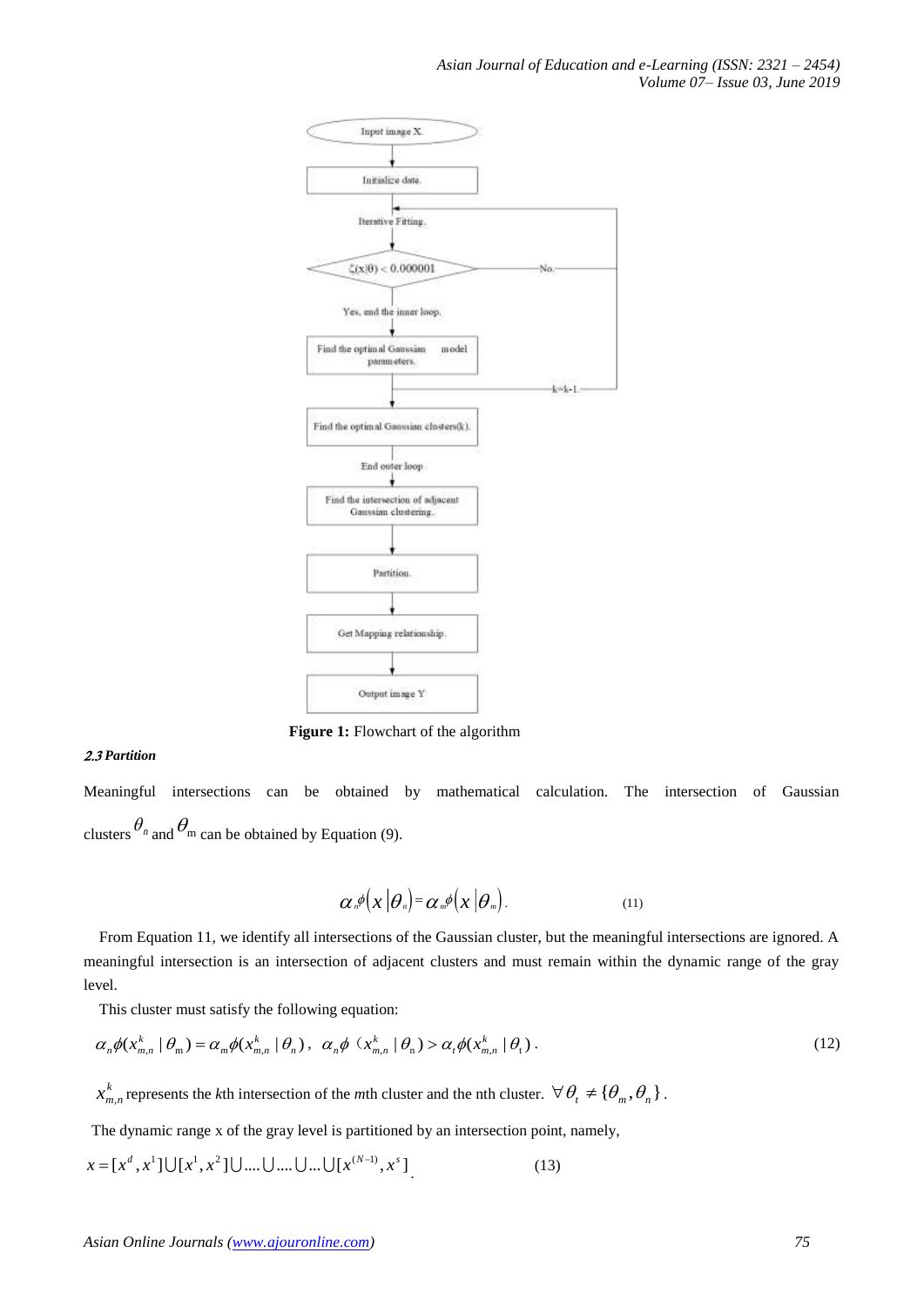Figure 1: Flowchart of the algorithm

### *2.3 Partition*

Meaningful intersections can be obtained by mathematical calculation. The intersection of Gaussian clusters $\theta_n$ and $\theta_m$ can be obtained by Equation (9).

$$\alpha_n \phi\left(x \mid \theta_n\right) = \alpha_m \phi\left(x \mid \theta_m\right). \tag{11}$$

From Equation 11, we identify all intersections of the Gaussian cluster, but the meaningful intersections are ignored. A meaningful intersection is an intersection of adjacent clusters and must remain within the dynamic range of the gray level.

This cluster must satisfy the following equation:

$$\alpha_n \phi(x_{m,n}^k \mid \theta_m) = \alpha_m \phi(x_{m,n}^k \mid \theta_n),\ \alpha_n \phi(x_{m,n}^k \mid \theta_n) > \alpha_t \phi(x_{m,n}^k \mid \theta_t). \tag{12}$$

$x_{m,n}^k$ represents the *k*th intersection of the *m*th cluster and the nth cluster. $\forall \theta_t \neq \{\theta_m, \theta_n\}$.

The dynamic range x of the gray level is partitioned by an intersection point, namely,

$$x = [x^d, x^1] \bigcup [x^1, x^2] \bigcup .... \bigcup .... \bigcup ... \bigcup [x^{(N-1)}, x^s] \tag{13}$$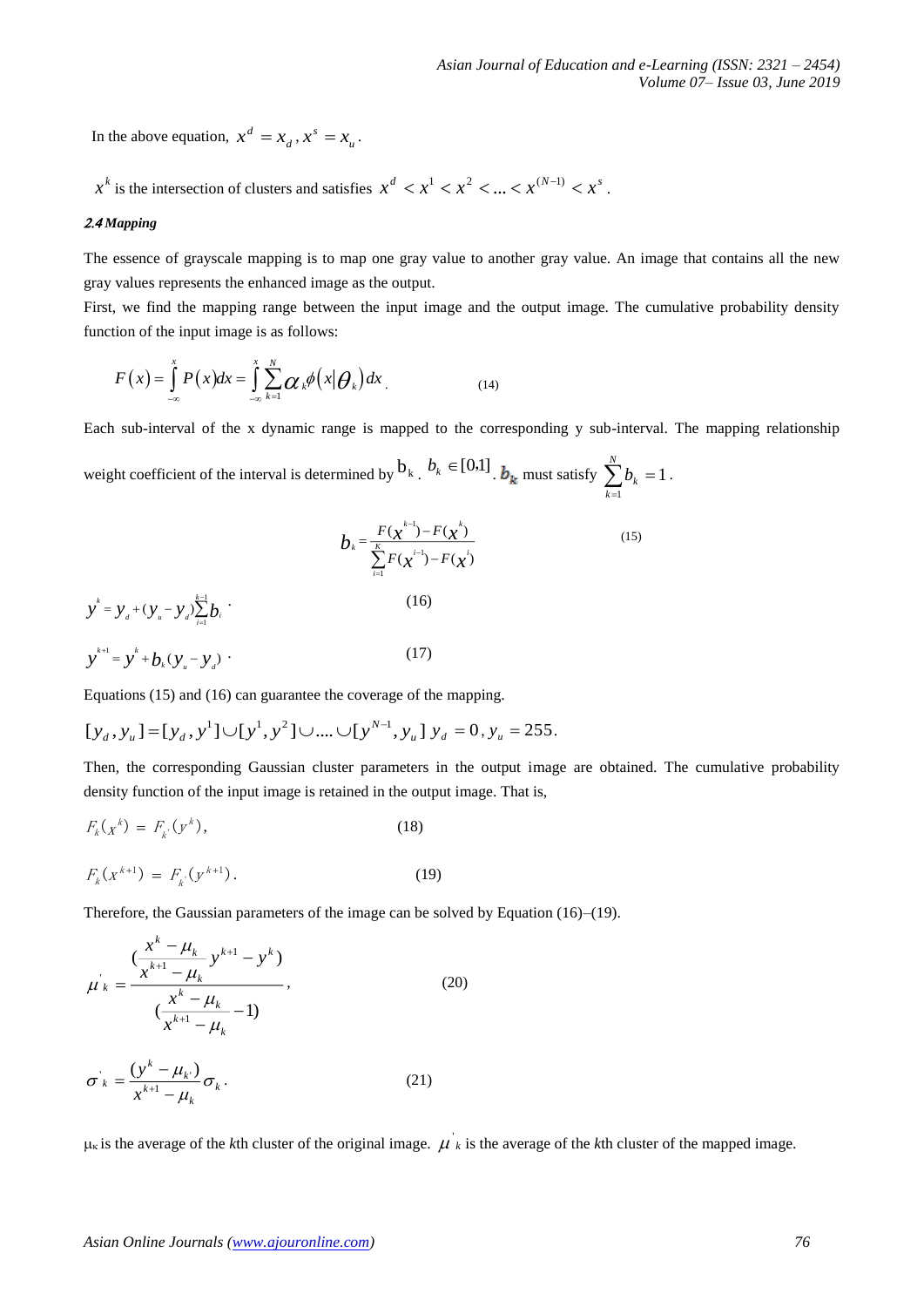In the above equation, $x^d = x_d, x^s = x_u$.

$x^k$ is the intersection of clusters and satisfies $x^d < x^1 < x^2 < ... < x^{(N-1)} < x^s$.

### 2.4 Mapping

The essence of grayscale mapping is to map one gray value to another gray value. An image that contains all the new gray values represents the enhanced image as the output.

First, we find the mapping range between the input image and the output image. The cumulative probability density function of the input image is as follows:

$$F(x) = \int_{-\infty}^{x} P(x)dx = \int_{-\infty}^{x} \sum_{k=1}^{N} \alpha_k \phi(x|\theta_k)dx \tag{14}$$

Each sub-interval of the x dynamic range is mapped to the corresponding y sub-interval. The mapping relationship weight coefficient of the interval is determined by $b_k$. $b_k \in [0,1]$. $b_k$ must satisfy $\sum_{k=1}^{N} b_k = 1$.

$$b_k = \frac{F(x^{k-1}) - F(x^k)}{\sum_{i=1}^{K} F(x^{i-1}) - F(x^i)} \tag{15}$$

$$y^k = y_d + (y_u - y_d)\sum_{i=1}^{k-1} b_i \tag{16}$$

$$y^{k+1} = y^k + b_k(y_u - y_d) \tag{17}$$

Equations (15) and (16) can guarantee the coverage of the mapping.

$[y_d, y_u] = [y_d, y^1] \cup [y^1, y^2] \cup .... \cup [y^{N-1}, y_u]$ $y_d = 0, y_u = 255$.

Then, the corresponding Gaussian cluster parameters in the output image are obtained. The cumulative probability density function of the input image is retained in the output image. That is,

$$F_k(x^k) = F_{k'}(y^k), \tag{18}$$

$$F_k(x^{k+1}) = F_{k'}(y^{k+1}). \tag{19}$$

Therefore, the Gaussian parameters of the image can be solved by Equation (16)–(19).

$$\mu'_k = \frac{\left(\frac{x^k - \mu_k}{x^{k+1} - \mu_k} y^{k+1} - y^k\right)}{\left(\frac{x^k - \mu_k}{x^{k+1} - \mu_k} - 1\right)}, \tag{20}$$

$$\sigma'_k = \frac{(y^k - \mu_{k'})}{x^{k+1} - \mu_k}\sigma_k. \tag{21}$$

$\mu_k$ is the average of the *k*th cluster of the original image. $\mu'_k$ is the average of the *k*th cluster of the mapped image.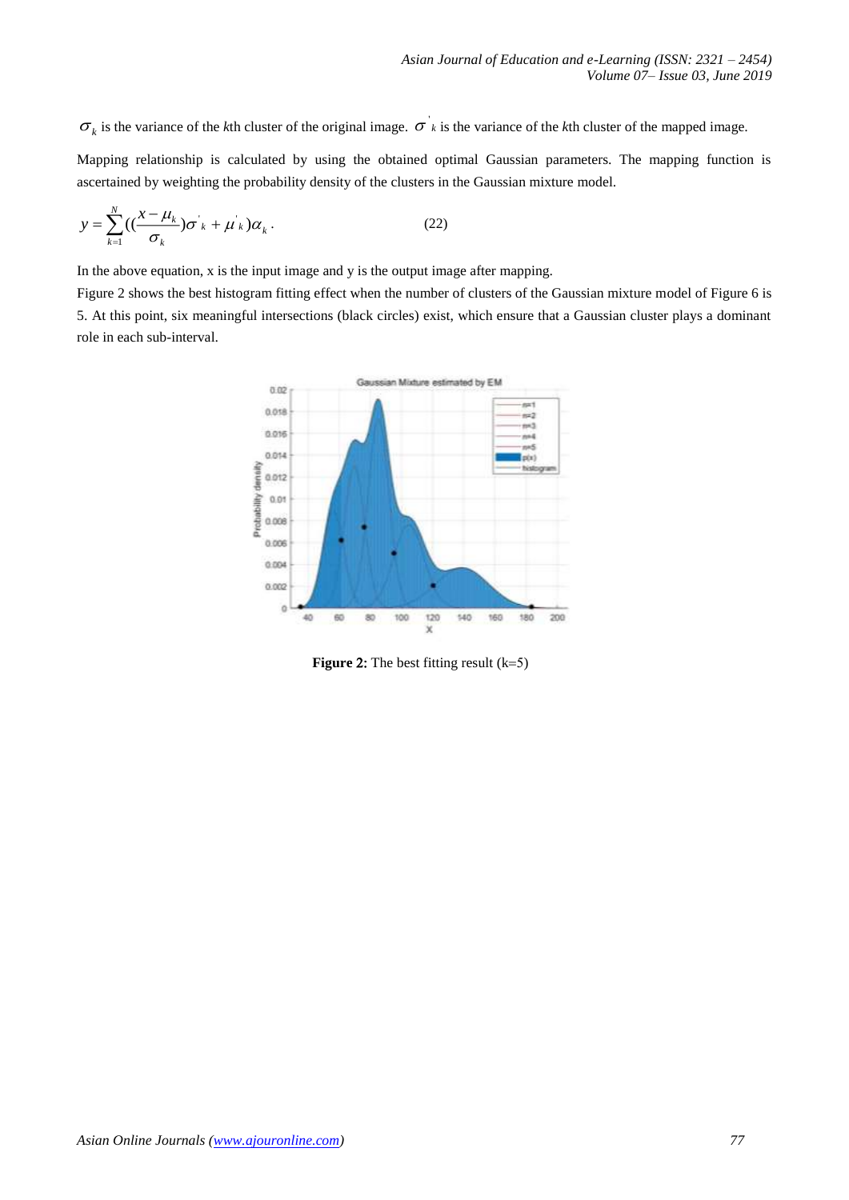$\sigma_k$ is the variance of the *k*th cluster of the original image. $\sigma'_k$ is the variance of the *k*th cluster of the mapped image.

Mapping relationship is calculated by using the obtained optimal Gaussian parameters. The mapping function is ascertained by weighting the probability density of the clusters in the Gaussian mixture model.

$$y = \sum_{k=1}^{N}\left(\left(\frac{x-\mu_k}{\sigma_k}\right)\sigma'_k + \mu'_k\right)\alpha_k. \tag{22}$$

In the above equation, x is the input image and y is the output image after mapping.

Figure 2 shows the best histogram fitting effect when the number of clusters of the Gaussian mixture model of Figure 6 is 5. At this point, six meaningful intersections (black circles) exist, which ensure that a Gaussian cluster plays a dominant role in each sub-interval.

**Figure 2:** The best fitting result (k=5)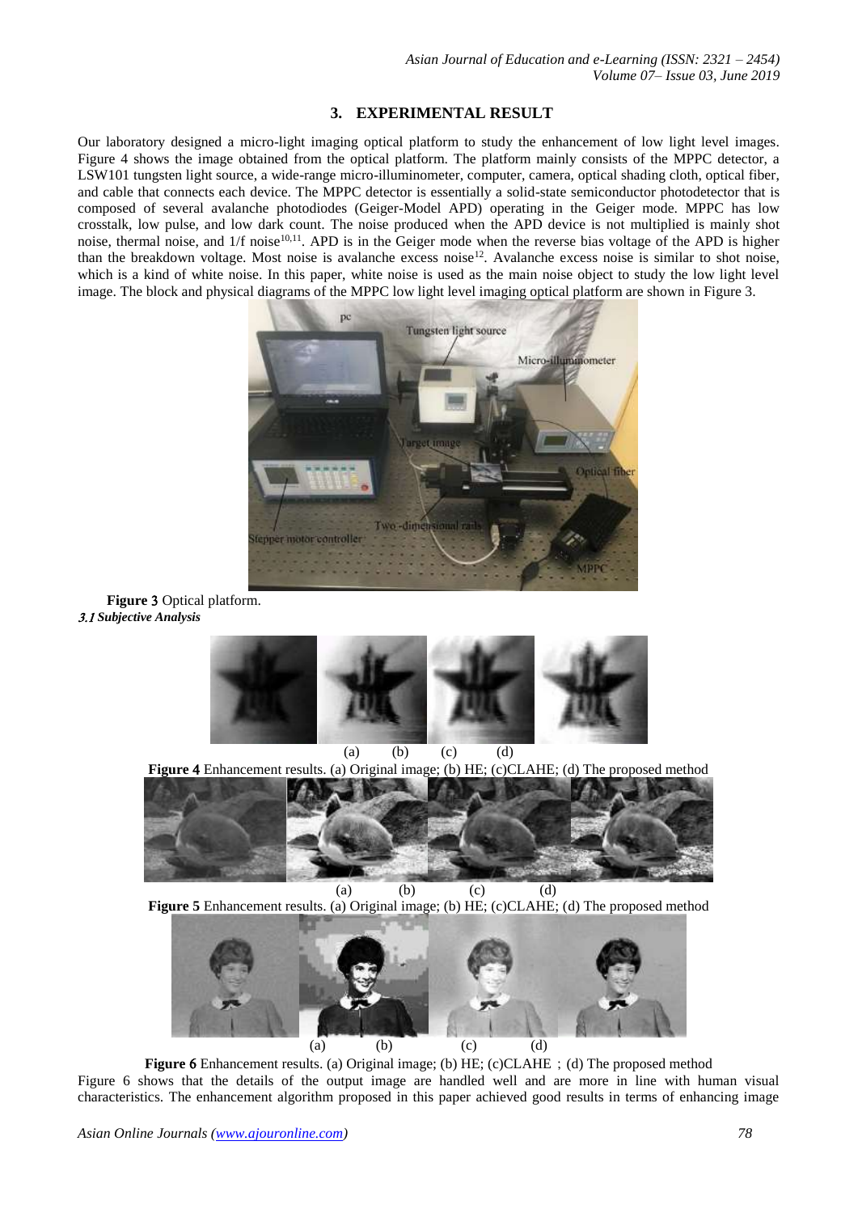## 3. EXPERIMENTAL RESULT

Our laboratory designed a micro-light imaging optical platform to study the enhancement of low light level images. Figure 4 shows the image obtained from the optical platform. The platform mainly consists of the MPPC detector, a LSW101 tungsten light source, a wide-range micro-illuminometer, computer, camera, optical shading cloth, optical fiber, and cable that connects each device. The MPPC detector is essentially a solid-state semiconductor photodetector that is composed of several avalanche photodiodes (Geiger-Model APD) operating in the Geiger mode. MPPC has low crosstalk, low pulse, and low dark count. The noise produced when the APD device is not multiplied is mainly shot noise, thermal noise, and 1/f noise[10,11]. APD is in the Geiger mode when the reverse bias voltage of the APD is higher than the breakdown voltage. Most noise is avalanche excess noise[12]. Avalanche excess noise is similar to shot noise, which is a kind of white noise. In this paper, white noise is used as the main noise object to study the low light level image. The block and physical diagrams of the MPPC low light level imaging optical platform are shown in Figure 3.

**Figure 3** Optical platform.

### *3.1 Subjective Analysis*

(a) (b) (c) (d)

**Figure 4** Enhancement results. (a) Original image; (b) HE; (c)CLAHE; (d) The proposed method

(a) (b) (c) (d)

**Figure 5** Enhancement results. (a) Original image; (b) HE; (c)CLAHE; (d) The proposed method

(a) (b) (c) (d)

**Figure 6** Enhancement results. (a) Original image; (b) HE; (c)CLAHE ; (d) The proposed method

Figure 6 shows that the details of the output image are handled well and are more in line with human visual characteristics. The enhancement algorithm proposed in this paper achieved good results in terms of enhancing image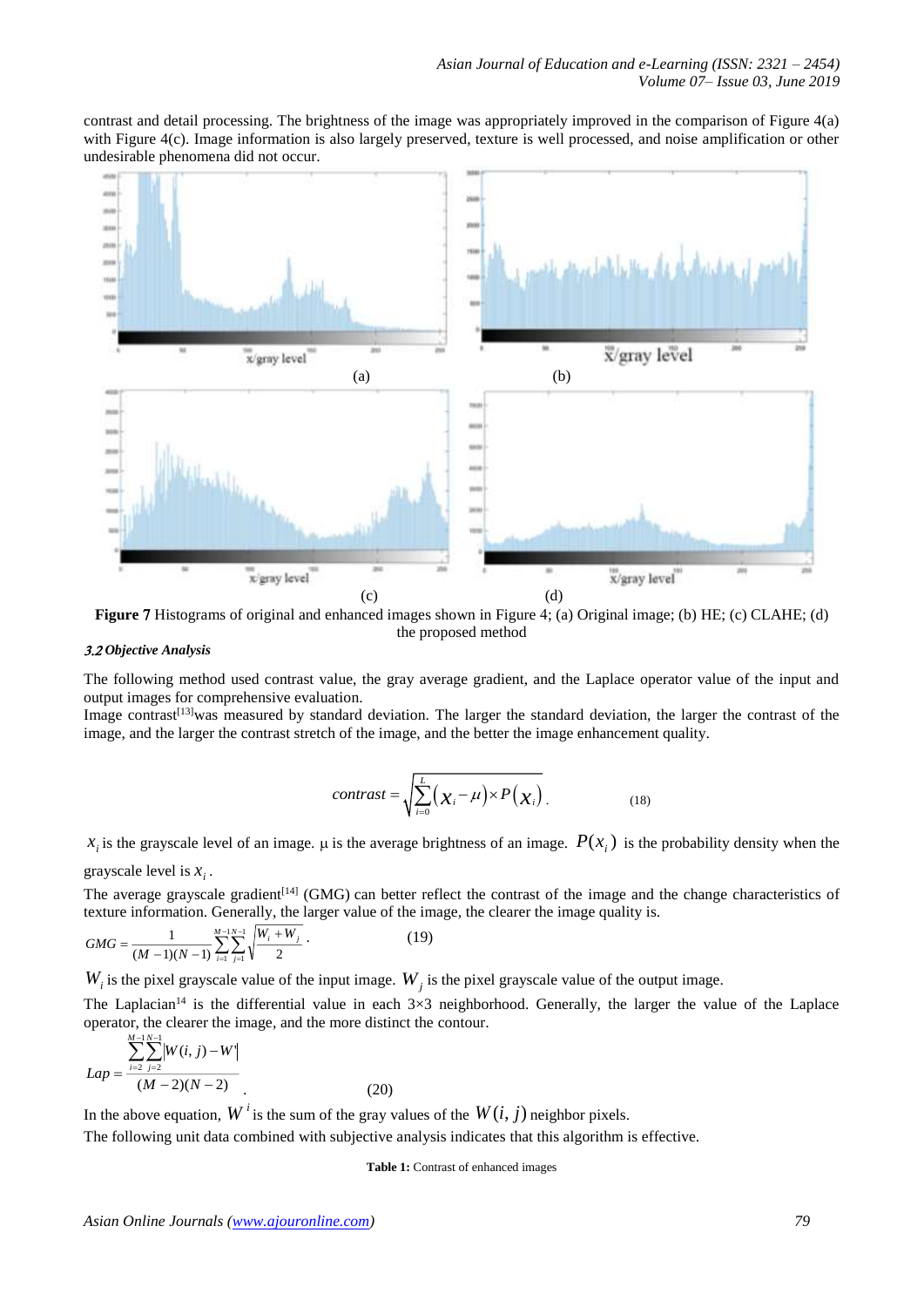contrast and detail processing. The brightness of the image was appropriately improved in the comparison of Figure 4(a) with Figure 4(c). Image information is also largely preserved, texture is well processed, and noise amplification or other undesirable phenomena did not occur.

**Figure 7** Histograms of original and enhanced images shown in Figure 4; (a) Original image; (b) HE; (c) CLAHE; (d) the proposed method

### *3.2 Objective Analysis*

The following method used contrast value, the gray average gradient, and the Laplace operator value of the input and output images for comprehensive evaluation.

Image contrast[13]was measured by standard deviation. The larger the standard deviation, the larger the contrast of the image, and the larger the contrast stretch of the image, and the better the image enhancement quality.

$$contrast = \sqrt{\sum_{i=0}^{L} (x_i - \mu) \times P(x_i)} . \qquad (18)$$

$x_i$ is the grayscale level of an image. μ is the average brightness of an image. $P(x_i)$ is the probability density when the grayscale level is $x_i$.

The average grayscale gradient[14] (GMG) can better reflect the contrast of the image and the change characteristics of texture information. Generally, the larger value of the image, the clearer the image quality is.

$$GMG = \frac{1}{(M-1)(N-1)} \sum_{i=1}^{M-1} \sum_{j=1}^{N-1} \sqrt{\frac{W_i + W_j}{2}} . \qquad (19)$$

$W_i$ is the pixel grayscale value of the input image. $W_j$ is the pixel grayscale value of the output image.

The Laplacian[14] is the differential value in each 3×3 neighborhood. Generally, the larger the value of the Laplace operator, the clearer the image, and the more distinct the contour.

$$Lap = \frac{\sum_{i=2}^{M-1} \sum_{j=2}^{N-1} |W(i,j) - W'|}{(M-2)(N-2)} . \qquad (20)$$

In the above equation, $W^{i}$ is the sum of the gray values of the $W(i, j)$ neighbor pixels.

The following unit data combined with subjective analysis indicates that this algorithm is effective.

**Table 1:** Contrast of enhanced images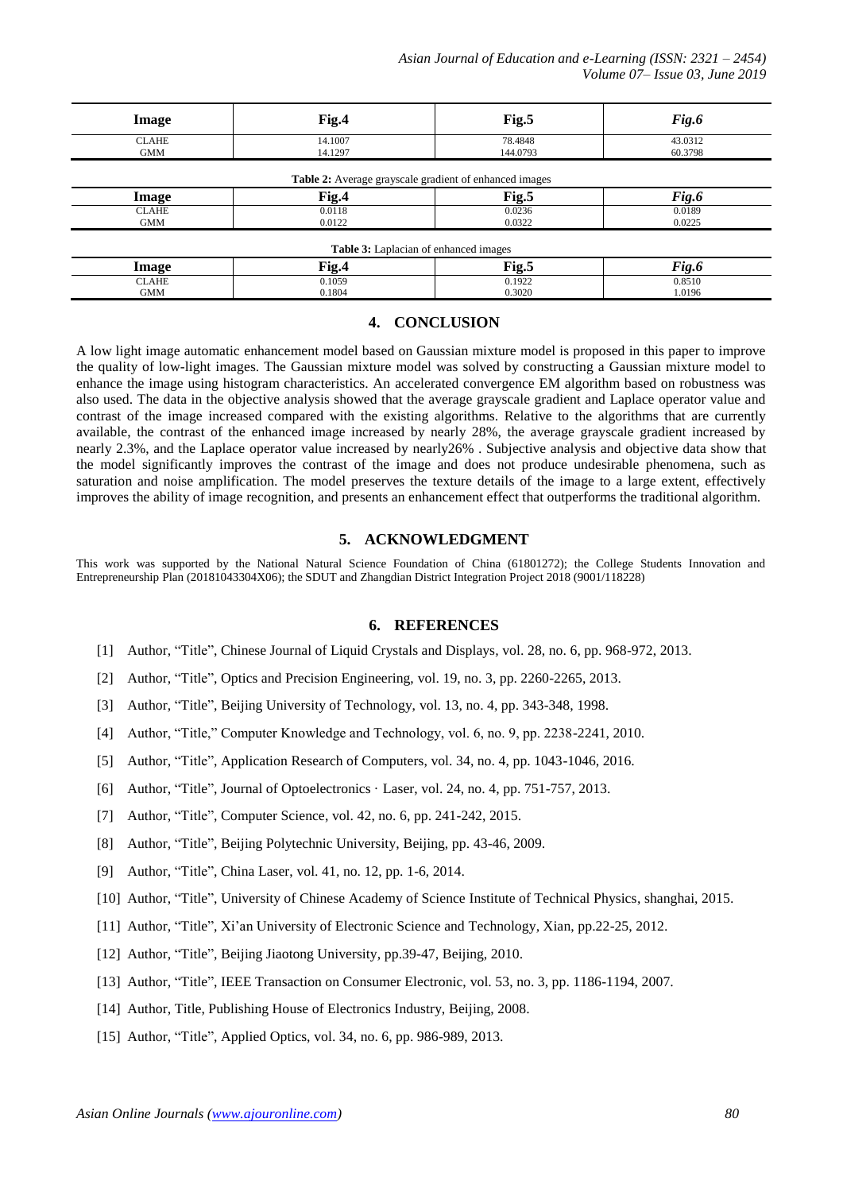| Image | Fig.4 | Fig.5 | *Fig.6* |
|---|---|---|---|
| CLAHE | 14.1007 | 78.4848 | 43.0312 |
| GMM | 14.1297 | 144.0793 | 60.3798 |

**Table 2:** Average grayscale gradient of enhanced images

| Image | Fig.4 | Fig.5 | *Fig.6* |
|---|---|---|---|
| CLAHE | 0.0118 | 0.0236 | 0.0189 |
| GMM | 0.0122 | 0.0322 | 0.0225 |

**Table 3:** Laplacian of enhanced images

| Image | Fig.4 | Fig.5 | *Fig.6* |
|---|---|---|---|
| CLAHE | 0.1059 | 0.1922 | 0.8510 |
| GMM | 0.1804 | 0.3020 | 1.0196 |

## 4. CONCLUSION

A low light image automatic enhancement model based on Gaussian mixture model is proposed in this paper to improve the quality of low-light images. The Gaussian mixture model was solved by constructing a Gaussian mixture model to enhance the image using histogram characteristics. An accelerated convergence EM algorithm based on robustness was also used. The data in the objective analysis showed that the average grayscale gradient and Laplace operator value and contrast of the image increased compared with the existing algorithms. Relative to the algorithms that are currently available, the contrast of the enhanced image increased by nearly 28%, the average grayscale gradient increased by nearly 2.3%, and the Laplace operator value increased by nearly26% . Subjective analysis and objective data show that the model significantly improves the contrast of the image and does not produce undesirable phenomena, such as saturation and noise amplification. The model preserves the texture details of the image to a large extent, effectively improves the ability of image recognition, and presents an enhancement effect that outperforms the traditional algorithm.

## 5. ACKNOWLEDGMENT

This work was supported by the National Natural Science Foundation of China (61801272); the College Students Innovation and Entrepreneurship Plan (20181043304X06); the SDUT and Zhangdian District Integration Project 2018 (9001/118228)

## 6. REFERENCES

[1] Author, "Title", Chinese Journal of Liquid Crystals and Displays, vol. 28, no. 6, pp. 968-972, 2013.

[2] Author, "Title", Optics and Precision Engineering, vol. 19, no. 3, pp. 2260-2265, 2013.

[3] Author, "Title", Beijing University of Technology, vol. 13, no. 4, pp. 343-348, 1998.

[4] Author, "Title," Computer Knowledge and Technology, vol. 6, no. 9, pp. 2238-2241, 2010.

[5] Author, "Title", Application Research of Computers, vol. 34, no. 4, pp. 1043-1046, 2016.

[6] Author, "Title", Journal of Optoelectronics · Laser, vol. 24, no. 4, pp. 751-757, 2013.

[7] Author, "Title", Computer Science, vol. 42, no. 6, pp. 241-242, 2015.

[8] Author, "Title", Beijing Polytechnic University, Beijing, pp. 43-46, 2009.

[9] Author, "Title", China Laser, vol. 41, no. 12, pp. 1-6, 2014.

[10] Author, "Title", University of Chinese Academy of Science Institute of Technical Physics, shanghai, 2015.

[11] Author, "Title", Xi'an University of Electronic Science and Technology, Xian, pp.22-25, 2012.

[12] Author, "Title", Beijing Jiaotong University, pp.39-47, Beijing, 2010.

[13] Author, "Title", IEEE Transaction on Consumer Electronic, vol. 53, no. 3, pp. 1186-1194, 2007.

[14] Author, Title, Publishing House of Electronics Industry, Beijing, 2008.

[15] Author, "Title", Applied Optics, vol. 34, no. 6, pp. 986-989, 2013.